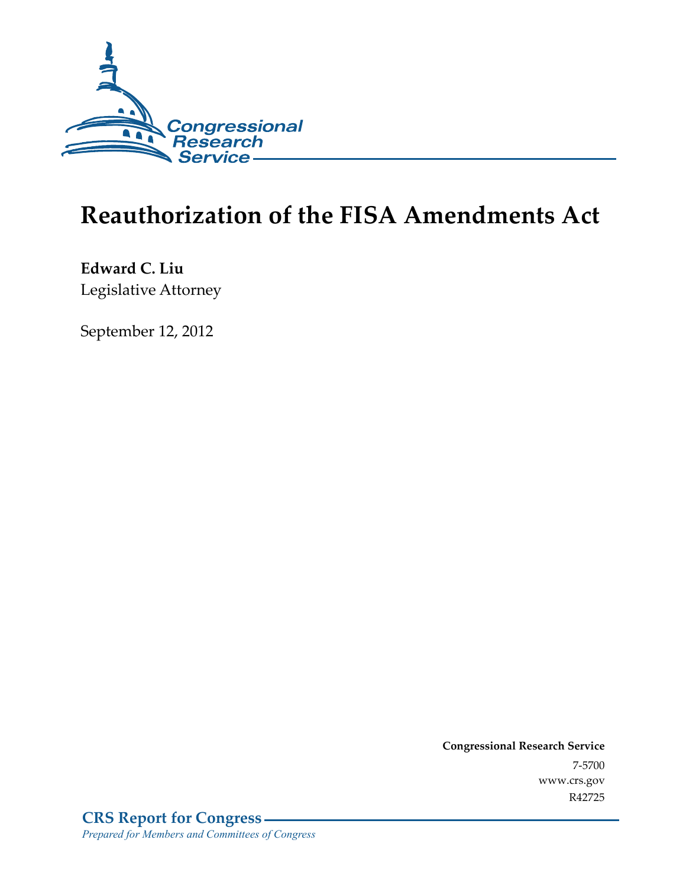Congressional Research Service

# Reauthorization of the FISA Amendments Act

**Edward C. Liu**
Legislative Attorney

September 12, 2012

**Congressional Research Service**
7-5700
www.crs.gov
R42725

**CRS Report for Congress**
*Prepared for Members and Committees of Congress*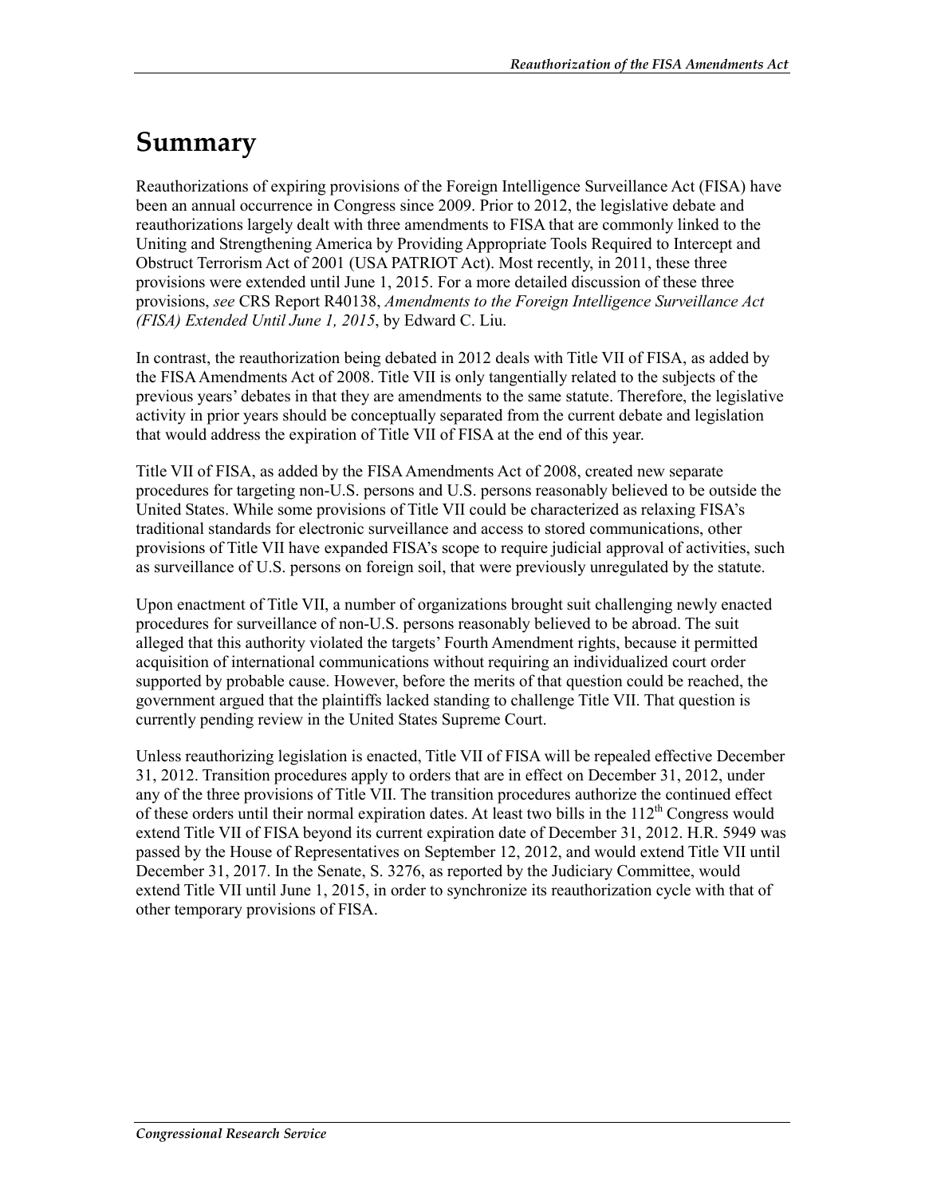# Summary

Reauthorizations of expiring provisions of the Foreign Intelligence Surveillance Act (FISA) have been an annual occurrence in Congress since 2009. Prior to 2012, the legislative debate and reauthorizations largely dealt with three amendments to FISA that are commonly linked to the Uniting and Strengthening America by Providing Appropriate Tools Required to Intercept and Obstruct Terrorism Act of 2001 (USA PATRIOT Act). Most recently, in 2011, these three provisions were extended until June 1, 2015. For a more detailed discussion of these three provisions, *see* CRS Report R40138, *Amendments to the Foreign Intelligence Surveillance Act (FISA) Extended Until June 1, 2015*, by Edward C. Liu.

In contrast, the reauthorization being debated in 2012 deals with Title VII of FISA, as added by the FISA Amendments Act of 2008. Title VII is only tangentially related to the subjects of the previous years' debates in that they are amendments to the same statute. Therefore, the legislative activity in prior years should be conceptually separated from the current debate and legislation that would address the expiration of Title VII of FISA at the end of this year.

Title VII of FISA, as added by the FISA Amendments Act of 2008, created new separate procedures for targeting non-U.S. persons and U.S. persons reasonably believed to be outside the United States. While some provisions of Title VII could be characterized as relaxing FISA's traditional standards for electronic surveillance and access to stored communications, other provisions of Title VII have expanded FISA's scope to require judicial approval of activities, such as surveillance of U.S. persons on foreign soil, that were previously unregulated by the statute.

Upon enactment of Title VII, a number of organizations brought suit challenging newly enacted procedures for surveillance of non-U.S. persons reasonably believed to be abroad. The suit alleged that this authority violated the targets' Fourth Amendment rights, because it permitted acquisition of international communications without requiring an individualized court order supported by probable cause. However, before the merits of that question could be reached, the government argued that the plaintiffs lacked standing to challenge Title VII. That question is currently pending review in the United States Supreme Court.

Unless reauthorizing legislation is enacted, Title VII of FISA will be repealed effective December 31, 2012. Transition procedures apply to orders that are in effect on December 31, 2012, under any of the three provisions of Title VII. The transition procedures authorize the continued effect of these orders until their normal expiration dates. At least two bills in the 112th Congress would extend Title VII of FISA beyond its current expiration date of December 31, 2012. H.R. 5949 was passed by the House of Representatives on September 12, 2012, and would extend Title VII until December 31, 2017. In the Senate, S. 3276, as reported by the Judiciary Committee, would extend Title VII until June 1, 2015, in order to synchronize its reauthorization cycle with that of other temporary provisions of FISA.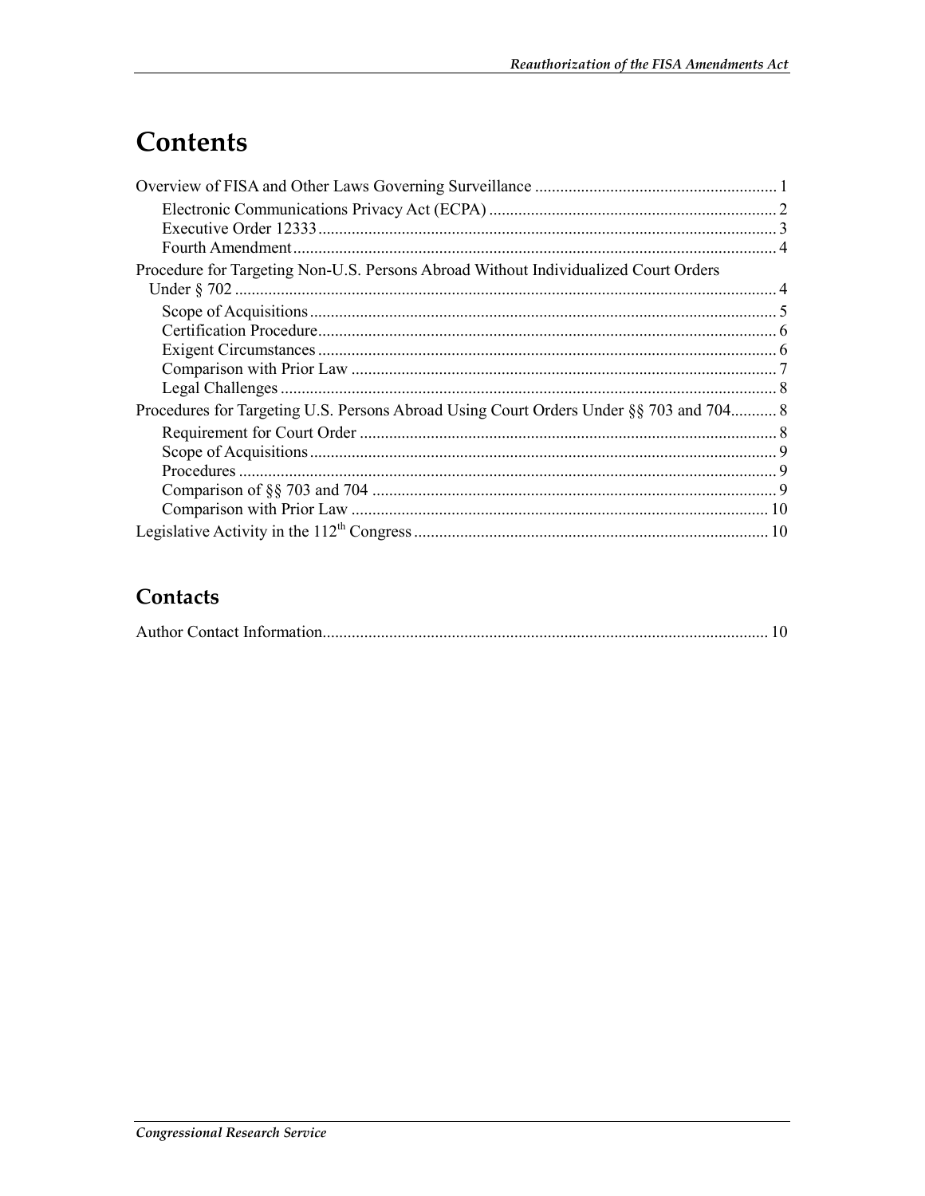# Contents

Overview of FISA and Other Laws Governing Surveillance .......................................................... 1
- Electronic Communications Privacy Act (ECPA) .................................................................... 2
- Executive Order 12333 ............................................................................................................. 3
- Fourth Amendment ................................................................................................................... 4

Procedure for Targeting Non-U.S. Persons Abroad Without Individualized Court Orders Under § 702 ................................................................................................................................ 4
- Scope of Acquisitions ............................................................................................................... 5
- Certification Procedure ............................................................................................................. 6
- Exigent Circumstances ............................................................................................................. 6
- Comparison with Prior Law ..................................................................................................... 7
- Legal Challenges ...................................................................................................................... 8

Procedures for Targeting U.S. Persons Abroad Using Court Orders Under §§ 703 and 704........... 8
- Requirement for Court Order ................................................................................................... 8
- Scope of Acquisitions ............................................................................................................... 9
- Procedures ................................................................................................................................ 9
- Comparison of §§ 703 and 704 ................................................................................................ 9
- Comparison with Prior Law ................................................................................................... 10

Legislative Activity in the 112th Congress .................................................................................... 10

## Contacts

Author Contact Information.......................................................................................................... 10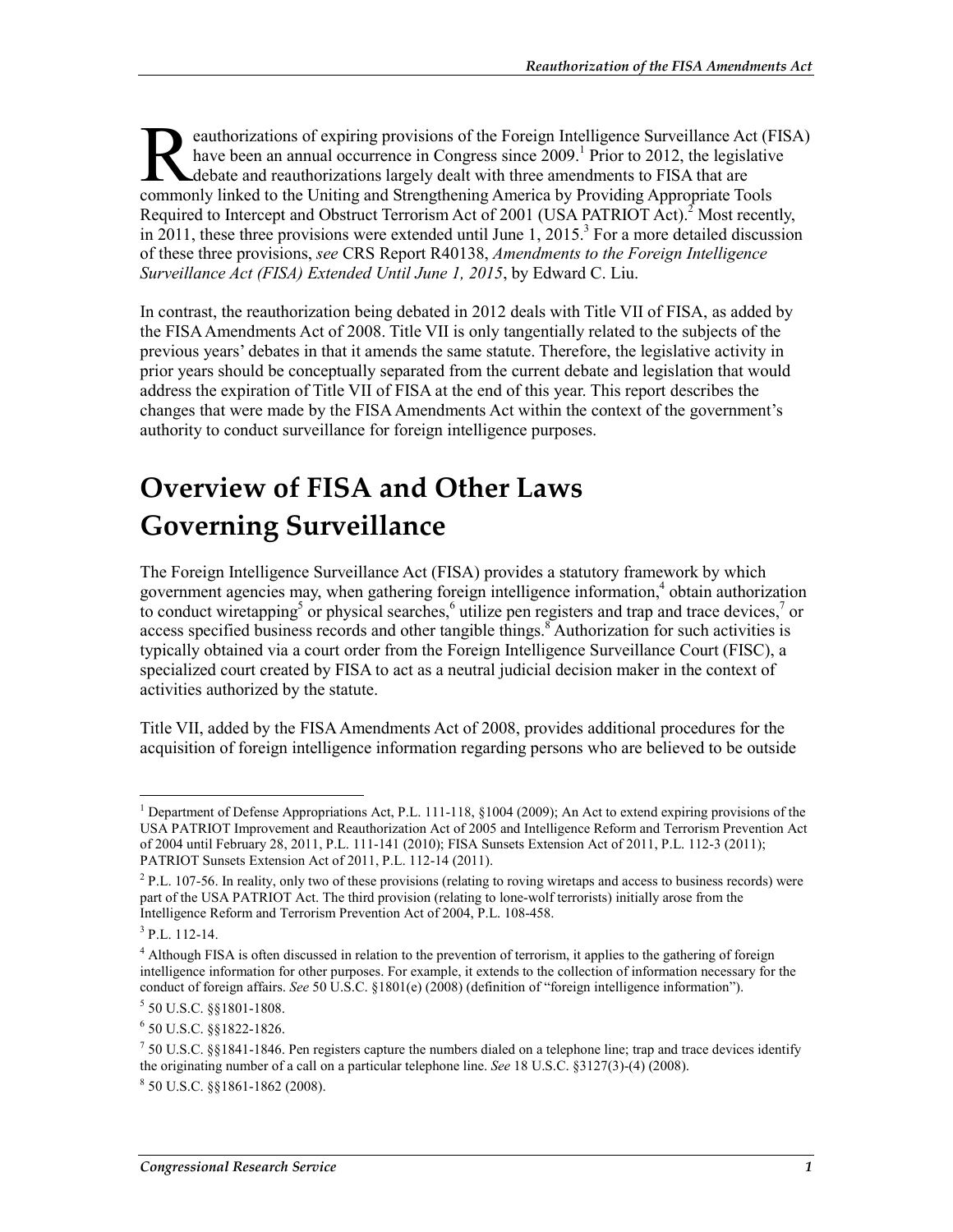Reauthorizations of expiring provisions of the Foreign Intelligence Surveillance Act (FISA) have been an annual occurrence in Congress since 2009.[1] Prior to 2012, the legislative debate and reauthorizations largely dealt with three amendments to FISA that are commonly linked to the Uniting and Strengthening America by Providing Appropriate Tools Required to Intercept and Obstruct Terrorism Act of 2001 (USA PATRIOT Act).[2] Most recently, in 2011, these three provisions were extended until June 1, 2015.[3] For a more detailed discussion of these three provisions, *see* CRS Report R40138, *Amendments to the Foreign Intelligence Surveillance Act (FISA) Extended Until June 1, 2015*, by Edward C. Liu.

In contrast, the reauthorization being debated in 2012 deals with Title VII of FISA, as added by the FISA Amendments Act of 2008. Title VII is only tangentially related to the subjects of the previous years' debates in that it amends the same statute. Therefore, the legislative activity in prior years should be conceptually separated from the current debate and legislation that would address the expiration of Title VII of FISA at the end of this year. This report describes the changes that were made by the FISA Amendments Act within the context of the government's authority to conduct surveillance for foreign intelligence purposes.

# Overview of FISA and Other Laws Governing Surveillance

The Foreign Intelligence Surveillance Act (FISA) provides a statutory framework by which government agencies may, when gathering foreign intelligence information,[4] obtain authorization to conduct wiretapping[5] or physical searches,[6] utilize pen registers and trap and trace devices,[7] or access specified business records and other tangible things.[8] Authorization for such activities is typically obtained via a court order from the Foreign Intelligence Surveillance Court (FISC), a specialized court created by FISA to act as a neutral judicial decision maker in the context of activities authorized by the statute.

Title VII, added by the FISA Amendments Act of 2008, provides additional procedures for the acquisition of foreign intelligence information regarding persons who are believed to be outside

---

[1] Department of Defense Appropriations Act, P.L. 111-118, §1004 (2009); An Act to extend expiring provisions of the USA PATRIOT Improvement and Reauthorization Act of 2005 and Intelligence Reform and Terrorism Prevention Act of 2004 until February 28, 2011, P.L. 111-141 (2010); FISA Sunsets Extension Act of 2011, P.L. 112-3 (2011); PATRIOT Sunsets Extension Act of 2011, P.L. 112-14 (2011).

[2] P.L. 107-56. In reality, only two of these provisions (relating to roving wiretaps and access to business records) were part of the USA PATRIOT Act. The third provision (relating to lone-wolf terrorists) initially arose from the Intelligence Reform and Terrorism Prevention Act of 2004, P.L. 108-458.

[3] P.L. 112-14.

[4] Although FISA is often discussed in relation to the prevention of terrorism, it applies to the gathering of foreign intelligence information for other purposes. For example, it extends to the collection of information necessary for the conduct of foreign affairs. *See* 50 U.S.C. §1801(e) (2008) (definition of "foreign intelligence information").

[5] 50 U.S.C. §§1801-1808.

[6] 50 U.S.C. §§1822-1826.

[7] 50 U.S.C. §§1841-1846. Pen registers capture the numbers dialed on a telephone line; trap and trace devices identify the originating number of a call on a particular telephone line. *See* 18 U.S.C. §3127(3)-(4) (2008).

[8] 50 U.S.C. §§1861-1862 (2008).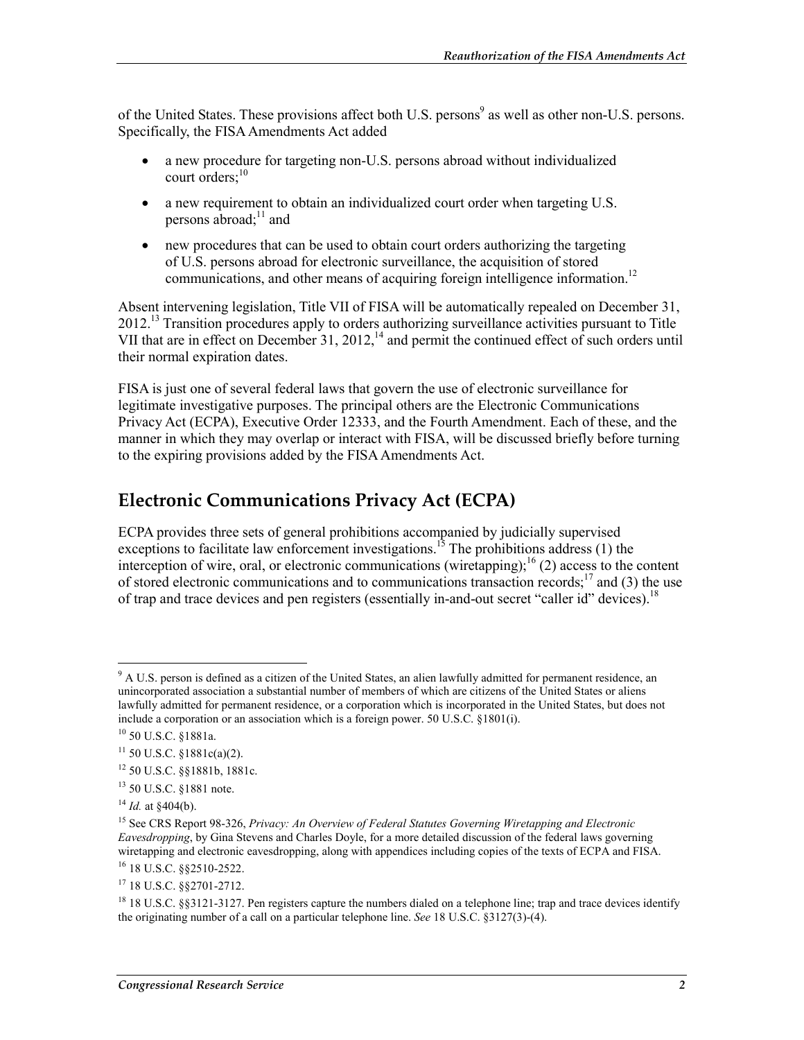of the United States. These provisions affect both U.S. persons[9] as well as other non-U.S. persons. Specifically, the FISA Amendments Act added

- a new procedure for targeting non-U.S. persons abroad without individualized court orders;[10]
- a new requirement to obtain an individualized court order when targeting U.S. persons abroad;[11] and
- new procedures that can be used to obtain court orders authorizing the targeting of U.S. persons abroad for electronic surveillance, the acquisition of stored communications, and other means of acquiring foreign intelligence information.[12]

Absent intervening legislation, Title VII of FISA will be automatically repealed on December 31, 2012.[13] Transition procedures apply to orders authorizing surveillance activities pursuant to Title VII that are in effect on December 31, 2012,[14] and permit the continued effect of such orders until their normal expiration dates.

FISA is just one of several federal laws that govern the use of electronic surveillance for legitimate investigative purposes. The principal others are the Electronic Communications Privacy Act (ECPA), Executive Order 12333, and the Fourth Amendment. Each of these, and the manner in which they may overlap or interact with FISA, will be discussed briefly before turning to the expiring provisions added by the FISA Amendments Act.

## Electronic Communications Privacy Act (ECPA)

ECPA provides three sets of general prohibitions accompanied by judicially supervised exceptions to facilitate law enforcement investigations.[15] The prohibitions address (1) the interception of wire, oral, or electronic communications (wiretapping);[16] (2) access to the content of stored electronic communications and to communications transaction records;[17] and (3) the use of trap and trace devices and pen registers (essentially in-and-out secret "caller id" devices).[18]

---

[9] A U.S. person is defined as a citizen of the United States, an alien lawfully admitted for permanent residence, an unincorporated association a substantial number of members of which are citizens of the United States or aliens lawfully admitted for permanent residence, or a corporation which is incorporated in the United States, but does not include a corporation or an association which is a foreign power. 50 U.S.C. §1801(i).

[10] 50 U.S.C. §1881a.

[11] 50 U.S.C. §1881c(a)(2).

[12] 50 U.S.C. §§1881b, 1881c.

[13] 50 U.S.C. §1881 note.

[14] *Id.* at §404(b).

[15] See CRS Report 98-326, *Privacy: An Overview of Federal Statutes Governing Wiretapping and Electronic Eavesdropping*, by Gina Stevens and Charles Doyle, for a more detailed discussion of the federal laws governing wiretapping and electronic eavesdropping, along with appendices including copies of the texts of ECPA and FISA.

[16] 18 U.S.C. §§2510-2522.

[17] 18 U.S.C. §§2701-2712.

[18] 18 U.S.C. §§3121-3127. Pen registers capture the numbers dialed on a telephone line; trap and trace devices identify the originating number of a call on a particular telephone line. *See* 18 U.S.C. §3127(3)-(4).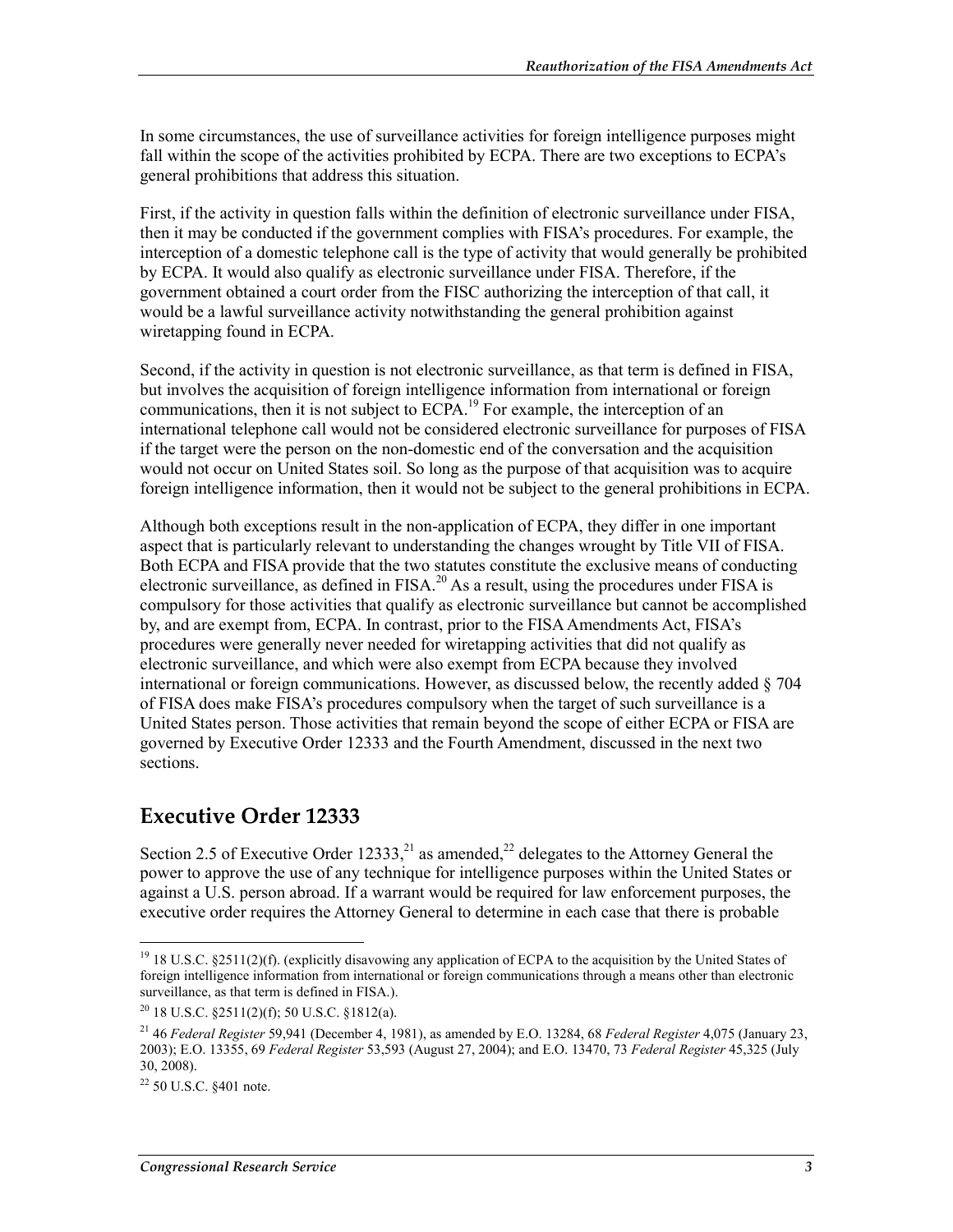In some circumstances, the use of surveillance activities for foreign intelligence purposes might fall within the scope of the activities prohibited by ECPA. There are two exceptions to ECPA's general prohibitions that address this situation.

First, if the activity in question falls within the definition of electronic surveillance under FISA, then it may be conducted if the government complies with FISA's procedures. For example, the interception of a domestic telephone call is the type of activity that would generally be prohibited by ECPA. It would also qualify as electronic surveillance under FISA. Therefore, if the government obtained a court order from the FISC authorizing the interception of that call, it would be a lawful surveillance activity notwithstanding the general prohibition against wiretapping found in ECPA.

Second, if the activity in question is not electronic surveillance, as that term is defined in FISA, but involves the acquisition of foreign intelligence information from international or foreign communications, then it is not subject to ECPA.[19] For example, the interception of an international telephone call would not be considered electronic surveillance for purposes of FISA if the target were the person on the non-domestic end of the conversation and the acquisition would not occur on United States soil. So long as the purpose of that acquisition was to acquire foreign intelligence information, then it would not be subject to the general prohibitions in ECPA.

Although both exceptions result in the non-application of ECPA, they differ in one important aspect that is particularly relevant to understanding the changes wrought by Title VII of FISA. Both ECPA and FISA provide that the two statutes constitute the exclusive means of conducting electronic surveillance, as defined in FISA.[20] As a result, using the procedures under FISA is compulsory for those activities that qualify as electronic surveillance but cannot be accomplished by, and are exempt from, ECPA. In contrast, prior to the FISA Amendments Act, FISA's procedures were generally never needed for wiretapping activities that did not qualify as electronic surveillance, and which were also exempt from ECPA because they involved international or foreign communications. However, as discussed below, the recently added § 704 of FISA does make FISA's procedures compulsory when the target of such surveillance is a United States person. Those activities that remain beyond the scope of either ECPA or FISA are governed by Executive Order 12333 and the Fourth Amendment, discussed in the next two sections.

## Executive Order 12333

Section 2.5 of Executive Order 12333,[21] as amended,[22] delegates to the Attorney General the power to approve the use of any technique for intelligence purposes within the United States or against a U.S. person abroad. If a warrant would be required for law enforcement purposes, the executive order requires the Attorney General to determine in each case that there is probable

---

[19] 18 U.S.C. §2511(2)(f). (explicitly disavowing any application of ECPA to the acquisition by the United States of foreign intelligence information from international or foreign communications through a means other than electronic surveillance, as that term is defined in FISA.).

[20] 18 U.S.C. §2511(2)(f); 50 U.S.C. §1812(a).

[21] 46 *Federal Register* 59,941 (December 4, 1981), as amended by E.O. 13284, 68 *Federal Register* 4,075 (January 23, 2003); E.O. 13355, 69 *Federal Register* 53,593 (August 27, 2004); and E.O. 13470, 73 *Federal Register* 45,325 (July 30, 2008).

[22] 50 U.S.C. §401 note.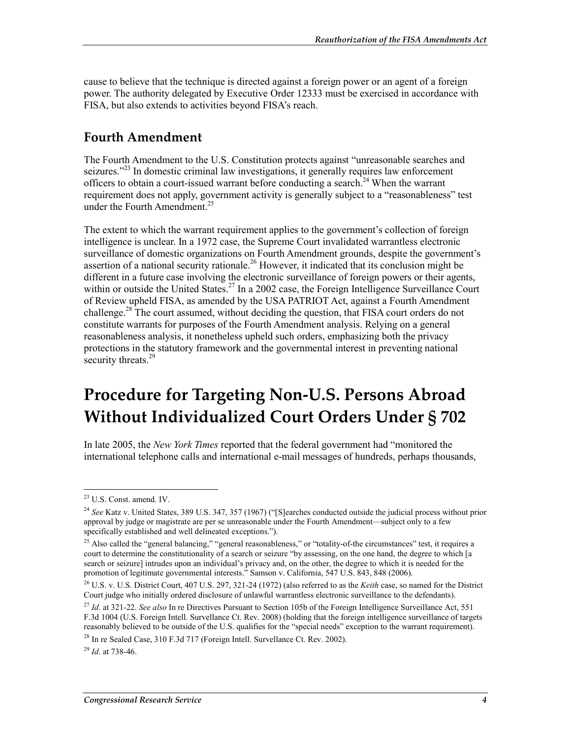cause to believe that the technique is directed against a foreign power or an agent of a foreign power. The authority delegated by Executive Order 12333 must be exercised in accordance with FISA, but also extends to activities beyond FISA's reach.

## Fourth Amendment

The Fourth Amendment to the U.S. Constitution protects against "unreasonable searches and seizures."[23] In domestic criminal law investigations, it generally requires law enforcement officers to obtain a court-issued warrant before conducting a search.[24] When the warrant requirement does not apply, government activity is generally subject to a "reasonableness" test under the Fourth Amendment.[25]

The extent to which the warrant requirement applies to the government's collection of foreign intelligence is unclear. In a 1972 case, the Supreme Court invalidated warrantless electronic surveillance of domestic organizations on Fourth Amendment grounds, despite the government's assertion of a national security rationale.[26] However, it indicated that its conclusion might be different in a future case involving the electronic surveillance of foreign powers or their agents, within or outside the United States.[27] In a 2002 case, the Foreign Intelligence Surveillance Court of Review upheld FISA, as amended by the USA PATRIOT Act, against a Fourth Amendment challenge.[28] The court assumed, without deciding the question, that FISA court orders do not constitute warrants for purposes of the Fourth Amendment analysis. Relying on a general reasonableness analysis, it nonetheless upheld such orders, emphasizing both the privacy protections in the statutory framework and the governmental interest in preventing national security threats.[29]

# Procedure for Targeting Non-U.S. Persons Abroad Without Individualized Court Orders Under § 702

In late 2005, the *New York Times* reported that the federal government had "monitored the international telephone calls and international e-mail messages of hundreds, perhaps thousands,

---

[23] U.S. Const. amend. IV.

[24] *See* Katz v. United States, 389 U.S. 347, 357 (1967) ("[S]earches conducted outside the judicial process without prior approval by judge or magistrate are per se unreasonable under the Fourth Amendment—subject only to a few specifically established and well delineated exceptions.").

[25] Also called the "general balancing," "general reasonableness," or "totality-of-the circumstances" test, it requires a court to determine the constitutionality of a search or seizure "by assessing, on the one hand, the degree to which [a search or seizure] intrudes upon an individual's privacy and, on the other, the degree to which it is needed for the promotion of legitimate governmental interests." Samson v. California, 547 U.S. 843, 848 (2006).

[26] U.S. v. U.S. District Court, 407 U.S. 297, 321-24 (1972) (also referred to as the *Keith* case, so named for the District Court judge who initially ordered disclosure of unlawful warrantless electronic surveillance to the defendants).

[27] *Id*. at 321-22. *See also* In re Directives Pursuant to Section 105b of the Foreign Intelligence Surveillance Act, 551 F.3d 1004 (U.S. Foreign Intell. Surveillance Ct. Rev. 2008) (holding that the foreign intelligence surveillance of targets reasonably believed to be outside of the U.S. qualifies for the "special needs" exception to the warrant requirement).

[28] In re Sealed Case, 310 F.3d 717 (Foreign Intell. Surveillance Ct. Rev. 2002).

[29] *Id*. at 738-46.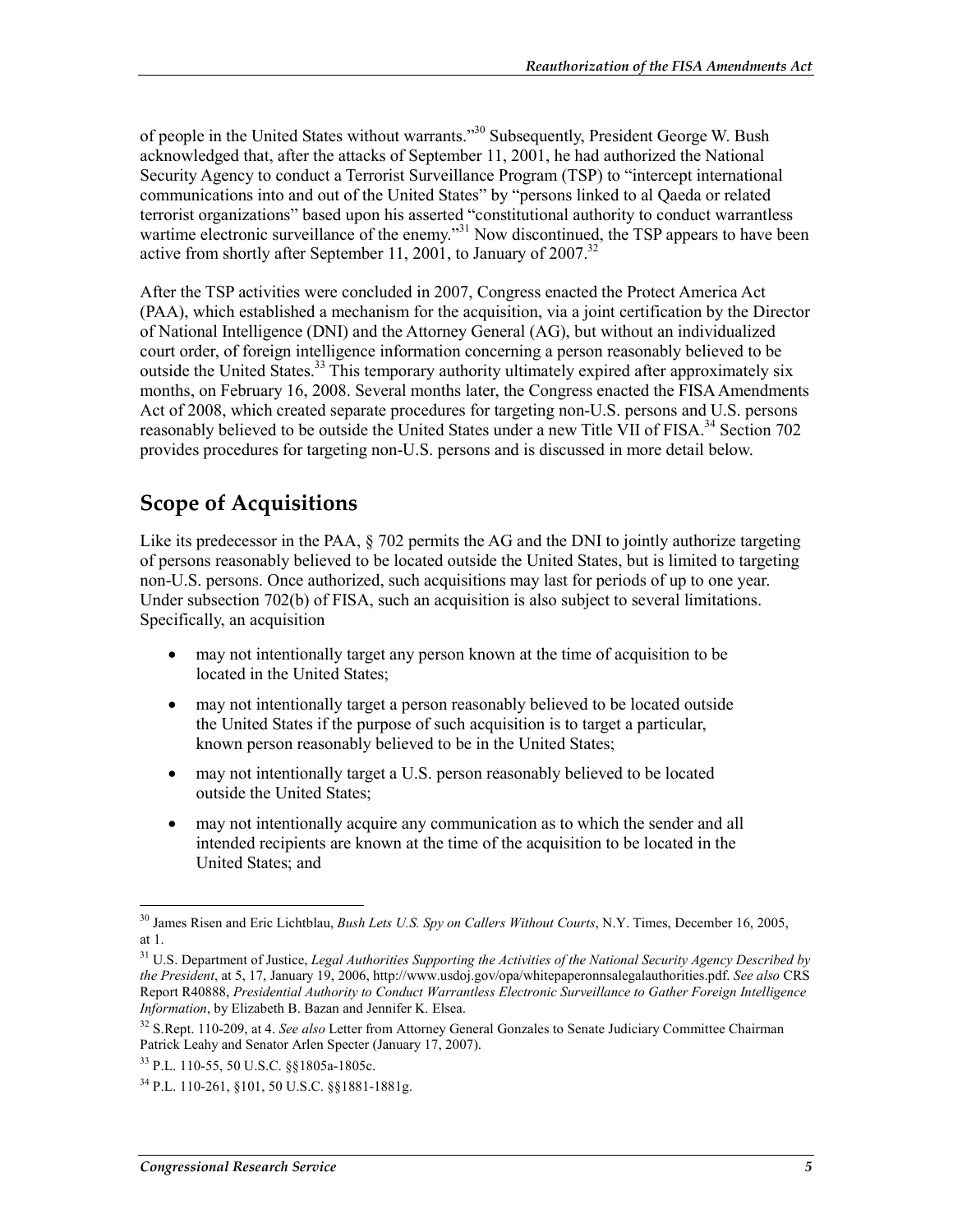of people in the United States without warrants."[30] Subsequently, President George W. Bush acknowledged that, after the attacks of September 11, 2001, he had authorized the National Security Agency to conduct a Terrorist Surveillance Program (TSP) to "intercept international communications into and out of the United States" by "persons linked to al Qaeda or related terrorist organizations" based upon his asserted "constitutional authority to conduct warrantless wartime electronic surveillance of the enemy."[31] Now discontinued, the TSP appears to have been active from shortly after September 11, 2001, to January of 2007.[32]

After the TSP activities were concluded in 2007, Congress enacted the Protect America Act (PAA), which established a mechanism for the acquisition, via a joint certification by the Director of National Intelligence (DNI) and the Attorney General (AG), but without an individualized court order, of foreign intelligence information concerning a person reasonably believed to be outside the United States.[33] This temporary authority ultimately expired after approximately six months, on February 16, 2008. Several months later, the Congress enacted the FISA Amendments Act of 2008, which created separate procedures for targeting non-U.S. persons and U.S. persons reasonably believed to be outside the United States under a new Title VII of FISA.[34] Section 702 provides procedures for targeting non-U.S. persons and is discussed in more detail below.

## Scope of Acquisitions

Like its predecessor in the PAA, § 702 permits the AG and the DNI to jointly authorize targeting of persons reasonably believed to be located outside the United States, but is limited to targeting non-U.S. persons. Once authorized, such acquisitions may last for periods of up to one year. Under subsection 702(b) of FISA, such an acquisition is also subject to several limitations. Specifically, an acquisition

- may not intentionally target any person known at the time of acquisition to be located in the United States;
- may not intentionally target a person reasonably believed to be located outside the United States if the purpose of such acquisition is to target a particular, known person reasonably believed to be in the United States;
- may not intentionally target a U.S. person reasonably believed to be located outside the United States;
- may not intentionally acquire any communication as to which the sender and all intended recipients are known at the time of the acquisition to be located in the United States; and

---

[30] James Risen and Eric Lichtblau, *Bush Lets U.S. Spy on Callers Without Courts*, N.Y. Times, December 16, 2005, at 1.

[31] U.S. Department of Justice, *Legal Authorities Supporting the Activities of the National Security Agency Described by the President*, at 5, 17, January 19, 2006, http://www.usdoj.gov/opa/whitepaperonnsalegalauthorities.pdf. *See also* CRS Report R40888, *Presidential Authority to Conduct Warrantless Electronic Surveillance to Gather Foreign Intelligence Information*, by Elizabeth B. Bazan and Jennifer K. Elsea.

[32] S.Rept. 110-209, at 4. *See also* Letter from Attorney General Gonzales to Senate Judiciary Committee Chairman Patrick Leahy and Senator Arlen Specter (January 17, 2007).

[33] P.L. 110-55, 50 U.S.C. §§1805a-1805c.

[34] P.L. 110-261, §101, 50 U.S.C. §§1881-1881g.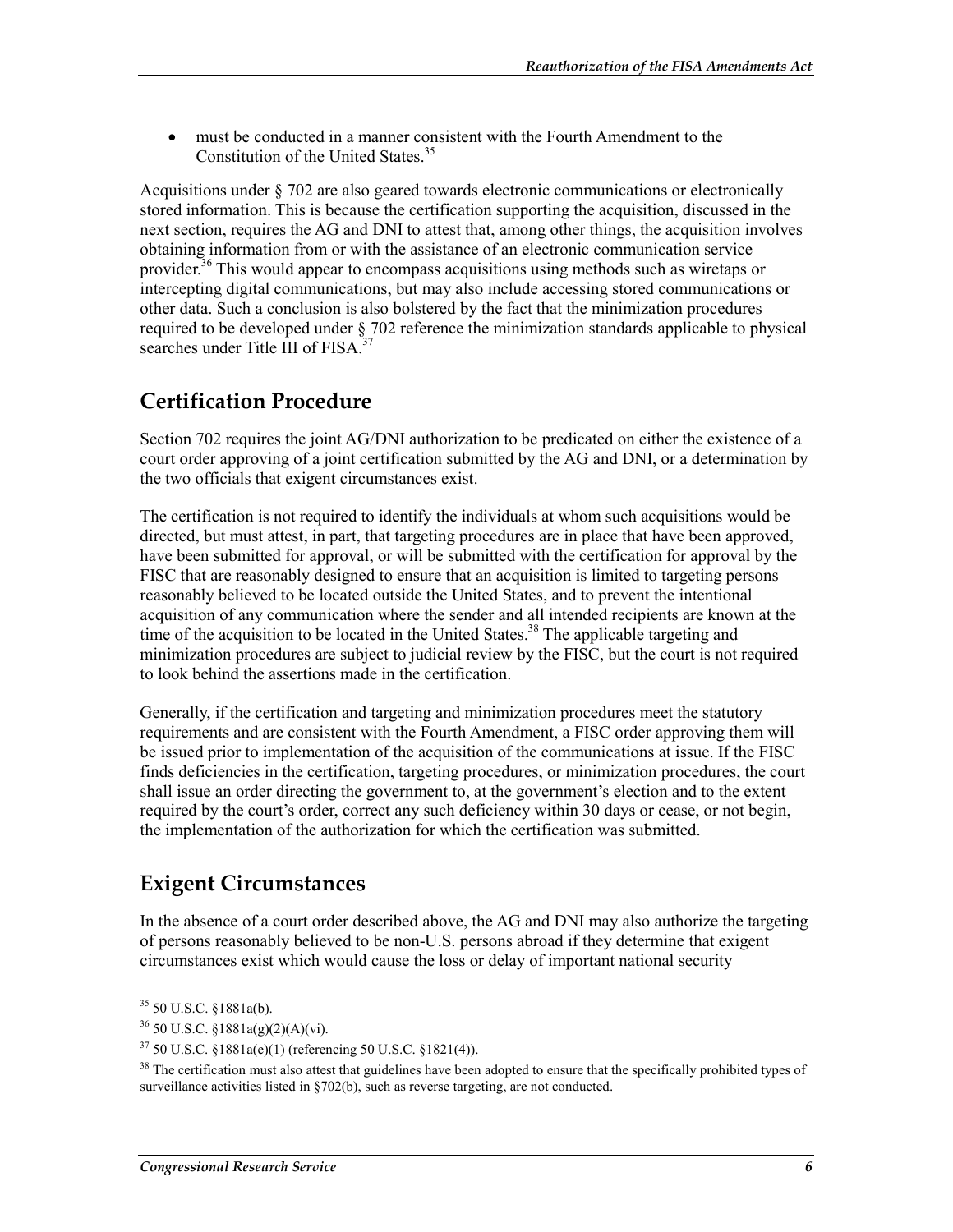- must be conducted in a manner consistent with the Fourth Amendment to the Constitution of the United States.[35]

Acquisitions under § 702 are also geared towards electronic communications or electronically stored information. This is because the certification supporting the acquisition, discussed in the next section, requires the AG and DNI to attest that, among other things, the acquisition involves obtaining information from or with the assistance of an electronic communication service provider.[36] This would appear to encompass acquisitions using methods such as wiretaps or intercepting digital communications, but may also include accessing stored communications or other data. Such a conclusion is also bolstered by the fact that the minimization procedures required to be developed under § 702 reference the minimization standards applicable to physical searches under Title III of FISA.[37]

## Certification Procedure

Section 702 requires the joint AG/DNI authorization to be predicated on either the existence of a court order approving of a joint certification submitted by the AG and DNI, or a determination by the two officials that exigent circumstances exist.

The certification is not required to identify the individuals at whom such acquisitions would be directed, but must attest, in part, that targeting procedures are in place that have been approved, have been submitted for approval, or will be submitted with the certification for approval by the FISC that are reasonably designed to ensure that an acquisition is limited to targeting persons reasonably believed to be located outside the United States, and to prevent the intentional acquisition of any communication where the sender and all intended recipients are known at the time of the acquisition to be located in the United States.[38] The applicable targeting and minimization procedures are subject to judicial review by the FISC, but the court is not required to look behind the assertions made in the certification.

Generally, if the certification and targeting and minimization procedures meet the statutory requirements and are consistent with the Fourth Amendment, a FISC order approving them will be issued prior to implementation of the acquisition of the communications at issue. If the FISC finds deficiencies in the certification, targeting procedures, or minimization procedures, the court shall issue an order directing the government to, at the government's election and to the extent required by the court's order, correct any such deficiency within 30 days or cease, or not begin, the implementation of the authorization for which the certification was submitted.

## Exigent Circumstances

In the absence of a court order described above, the AG and DNI may also authorize the targeting of persons reasonably believed to be non-U.S. persons abroad if they determine that exigent circumstances exist which would cause the loss or delay of important national security

---

[35] 50 U.S.C. §1881a(b).

[36] 50 U.S.C. §1881a(g)(2)(A)(vi).

[37] 50 U.S.C. §1881a(e)(1) (referencing 50 U.S.C. §1821(4)).

[38] The certification must also attest that guidelines have been adopted to ensure that the specifically prohibited types of surveillance activities listed in §702(b), such as reverse targeting, are not conducted.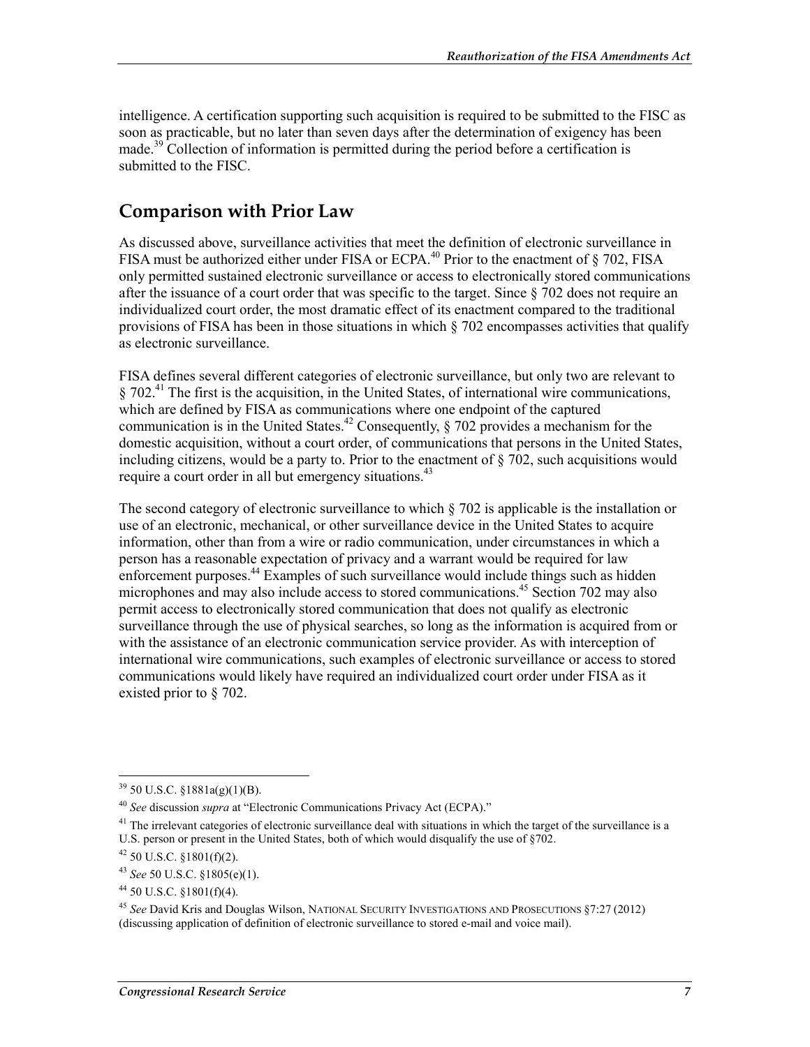intelligence. A certification supporting such acquisition is required to be submitted to the FISC as soon as practicable, but no later than seven days after the determination of exigency has been made.[39] Collection of information is permitted during the period before a certification is submitted to the FISC.

## Comparison with Prior Law

As discussed above, surveillance activities that meet the definition of electronic surveillance in FISA must be authorized either under FISA or ECPA.[40] Prior to the enactment of § 702, FISA only permitted sustained electronic surveillance or access to electronically stored communications after the issuance of a court order that was specific to the target. Since § 702 does not require an individualized court order, the most dramatic effect of its enactment compared to the traditional provisions of FISA has been in those situations in which § 702 encompasses activities that qualify as electronic surveillance.

FISA defines several different categories of electronic surveillance, but only two are relevant to § 702.[41] The first is the acquisition, in the United States, of international wire communications, which are defined by FISA as communications where one endpoint of the captured communication is in the United States.[42] Consequently, § 702 provides a mechanism for the domestic acquisition, without a court order, of communications that persons in the United States, including citizens, would be a party to. Prior to the enactment of § 702, such acquisitions would require a court order in all but emergency situations.[43]

The second category of electronic surveillance to which § 702 is applicable is the installation or use of an electronic, mechanical, or other surveillance device in the United States to acquire information, other than from a wire or radio communication, under circumstances in which a person has a reasonable expectation of privacy and a warrant would be required for law enforcement purposes.[44] Examples of such surveillance would include things such as hidden microphones and may also include access to stored communications.[45] Section 702 may also permit access to electronically stored communication that does not qualify as electronic surveillance through the use of physical searches, so long as the information is acquired from or with the assistance of an electronic communication service provider. As with interception of international wire communications, such examples of electronic surveillance or access to stored communications would likely have required an individualized court order under FISA as it existed prior to § 702.

---

[39] 50 U.S.C. §1881a(g)(1)(B).

[40] *See* discussion *supra* at "Electronic Communications Privacy Act (ECPA)."

[41] The irrelevant categories of electronic surveillance deal with situations in which the target of the surveillance is a U.S. person or present in the United States, both of which would disqualify the use of §702.

[42] 50 U.S.C. §1801(f)(2).

[43] *See* 50 U.S.C. §1805(e)(1).

[44] 50 U.S.C. §1801(f)(4).

[45] *See* David Kris and Douglas Wilson, NATIONAL SECURITY INVESTIGATIONS AND PROSECUTIONS §7:27 (2012) (discussing application of definition of electronic surveillance to stored e-mail and voice mail).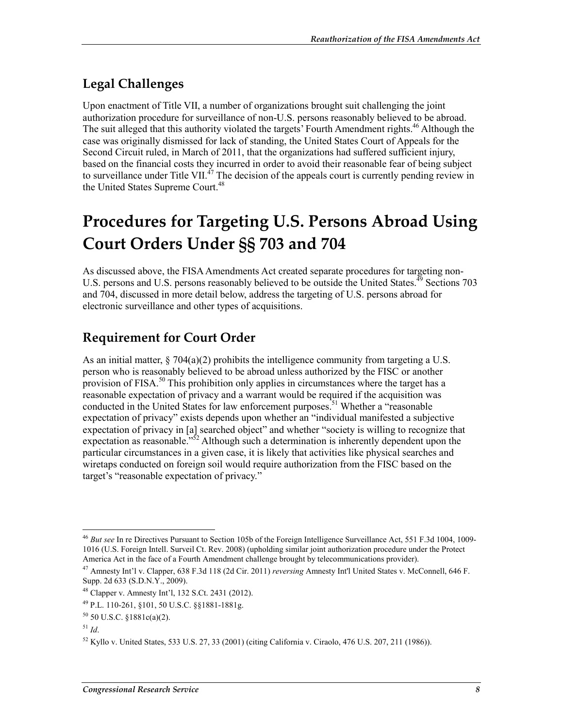## Legal Challenges

Upon enactment of Title VII, a number of organizations brought suit challenging the joint authorization procedure for surveillance of non-U.S. persons reasonably believed to be abroad. The suit alleged that this authority violated the targets' Fourth Amendment rights.[46] Although the case was originally dismissed for lack of standing, the United States Court of Appeals for the Second Circuit ruled, in March of 2011, that the organizations had suffered sufficient injury, based on the financial costs they incurred in order to avoid their reasonable fear of being subject to surveillance under Title VII.[47] The decision of the appeals court is currently pending review in the United States Supreme Court.[48]

# Procedures for Targeting U.S. Persons Abroad Using Court Orders Under §§ 703 and 704

As discussed above, the FISA Amendments Act created separate procedures for targeting non-U.S. persons and U.S. persons reasonably believed to be outside the United States.[49] Sections 703 and 704, discussed in more detail below, address the targeting of U.S. persons abroad for electronic surveillance and other types of acquisitions.

## Requirement for Court Order

As an initial matter, § 704(a)(2) prohibits the intelligence community from targeting a U.S. person who is reasonably believed to be abroad unless authorized by the FISC or another provision of FISA.[50] This prohibition only applies in circumstances where the target has a reasonable expectation of privacy and a warrant would be required if the acquisition was conducted in the United States for law enforcement purposes.[51] Whether a "reasonable expectation of privacy" exists depends upon whether an "individual manifested a subjective expectation of privacy in [a] searched object" and whether "society is willing to recognize that expectation as reasonable."[52] Although such a determination is inherently dependent upon the particular circumstances in a given case, it is likely that activities like physical searches and wiretaps conducted on foreign soil would require authorization from the FISC based on the target's "reasonable expectation of privacy."

---

[46] *But see* In re Directives Pursuant to Section 105b of the Foreign Intelligence Surveillance Act, 551 F.3d 1004, 1009-1016 (U.S. Foreign Intell. Surveil Ct. Rev. 2008) (upholding similar joint authorization procedure under the Protect America Act in the face of a Fourth Amendment challenge brought by telecommunications provider).

[47] Amnesty Int'l v. Clapper, 638 F.3d 118 (2d Cir. 2011) *reversing* Amnesty Int'l United States v. McConnell, 646 F. Supp. 2d 633 (S.D.N.Y., 2009).

[48] Clapper v. Amnesty Int'l, 132 S.Ct. 2431 (2012).

[49] P.L. 110-261, §101, 50 U.S.C. §§1881-1881g.

[50] 50 U.S.C. §1881c(a)(2).

[51] *Id*.

[52] Kyllo v. United States, 533 U.S. 27, 33 (2001) (citing California v. Ciraolo, 476 U.S. 207, 211 (1986)).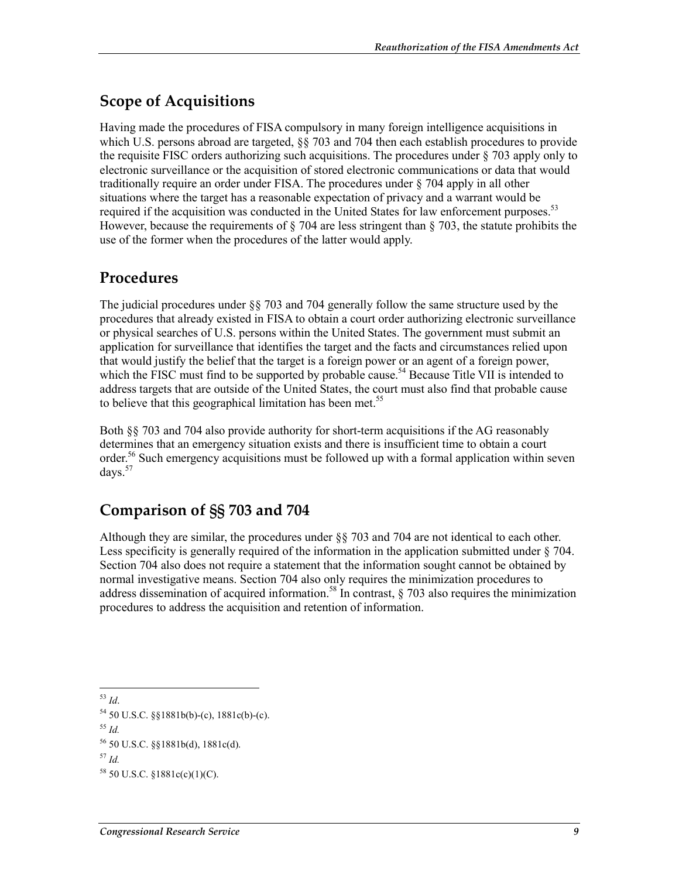## Scope of Acquisitions

Having made the procedures of FISA compulsory in many foreign intelligence acquisitions in which U.S. persons abroad are targeted, §§ 703 and 704 then each establish procedures to provide the requisite FISC orders authorizing such acquisitions. The procedures under § 703 apply only to electronic surveillance or the acquisition of stored electronic communications or data that would traditionally require an order under FISA. The procedures under § 704 apply in all other situations where the target has a reasonable expectation of privacy and a warrant would be required if the acquisition was conducted in the United States for law enforcement purposes.[53] However, because the requirements of § 704 are less stringent than § 703, the statute prohibits the use of the former when the procedures of the latter would apply.

## Procedures

The judicial procedures under §§ 703 and 704 generally follow the same structure used by the procedures that already existed in FISA to obtain a court order authorizing electronic surveillance or physical searches of U.S. persons within the United States. The government must submit an application for surveillance that identifies the target and the facts and circumstances relied upon that would justify the belief that the target is a foreign power or an agent of a foreign power, which the FISC must find to be supported by probable cause.[54] Because Title VII is intended to address targets that are outside of the United States, the court must also find that probable cause to believe that this geographical limitation has been met.[55]

Both §§ 703 and 704 also provide authority for short-term acquisitions if the AG reasonably determines that an emergency situation exists and there is insufficient time to obtain a court order.[56] Such emergency acquisitions must be followed up with a formal application within seven days.[57]

## Comparison of §§ 703 and 704

Although they are similar, the procedures under §§ 703 and 704 are not identical to each other. Less specificity is generally required of the information in the application submitted under § 704. Section 704 also does not require a statement that the information sought cannot be obtained by normal investigative means. Section 704 also only requires the minimization procedures to address dissemination of acquired information.[58] In contrast, § 703 also requires the minimization procedures to address the acquisition and retention of information.

---

[53] *Id*.

[54] 50 U.S.C. §§1881b(b)-(c), 1881c(b)-(c).

[55] *Id.*

[56] 50 U.S.C. §§1881b(d), 1881c(d).

[57] *Id.*

[58] 50 U.S.C. §1881c(c)(1)(C).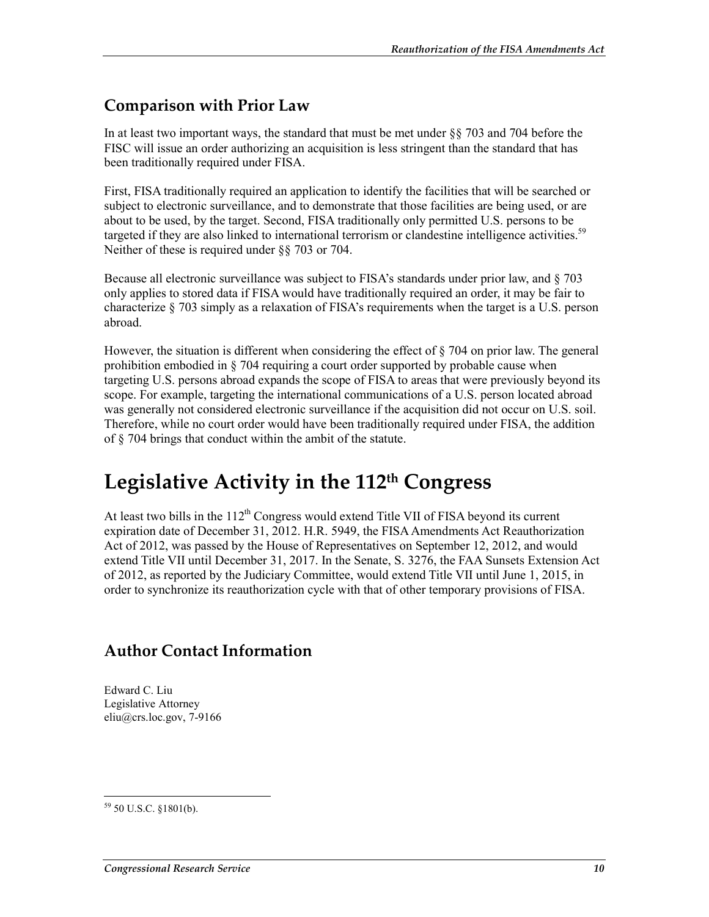## Comparison with Prior Law

In at least two important ways, the standard that must be met under §§ 703 and 704 before the FISC will issue an order authorizing an acquisition is less stringent than the standard that has been traditionally required under FISA.

First, FISA traditionally required an application to identify the facilities that will be searched or subject to electronic surveillance, and to demonstrate that those facilities are being used, or are about to be used, by the target. Second, FISA traditionally only permitted U.S. persons to be targeted if they are also linked to international terrorism or clandestine intelligence activities.[59] Neither of these is required under §§ 703 or 704.

Because all electronic surveillance was subject to FISA's standards under prior law, and § 703 only applies to stored data if FISA would have traditionally required an order, it may be fair to characterize § 703 simply as a relaxation of FISA's requirements when the target is a U.S. person abroad.

However, the situation is different when considering the effect of § 704 on prior law. The general prohibition embodied in § 704 requiring a court order supported by probable cause when targeting U.S. persons abroad expands the scope of FISA to areas that were previously beyond its scope. For example, targeting the international communications of a U.S. person located abroad was generally not considered electronic surveillance if the acquisition did not occur on U.S. soil. Therefore, while no court order would have been traditionally required under FISA, the addition of § 704 brings that conduct within the ambit of the statute.

# Legislative Activity in the 112th Congress

At least two bills in the 112th Congress would extend Title VII of FISA beyond its current expiration date of December 31, 2012. H.R. 5949, the FISA Amendments Act Reauthorization Act of 2012, was passed by the House of Representatives on September 12, 2012, and would extend Title VII until December 31, 2017. In the Senate, S. 3276, the FAA Sunsets Extension Act of 2012, as reported by the Judiciary Committee, would extend Title VII until June 1, 2015, in order to synchronize its reauthorization cycle with that of other temporary provisions of FISA.

## Author Contact Information

Edward C. Liu
Legislative Attorney
eliu@crs.loc.gov, 7-9166

---

[59] 50 U.S.C. §1801(b).